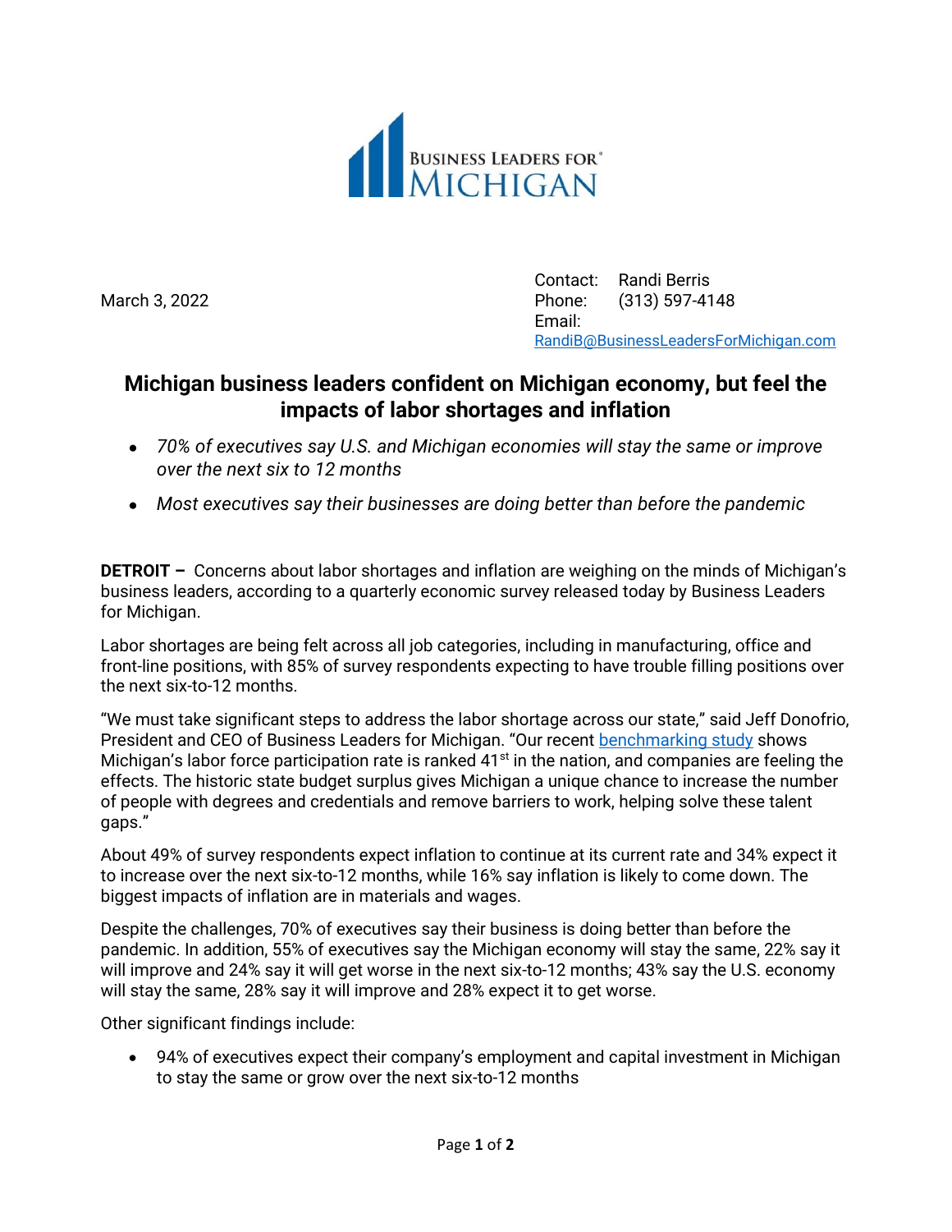BUSINESS LEADERS FOR® MICHIGAN

March 3, 2022

Contact: Randi Berris
Phone: (313) 597-4148
Email: RandiB@BusinessLeadersForMichigan.com

# Michigan business leaders confident on Michigan economy, but feel the impacts of labor shortages and inflation

- *70% of executives say U.S. and Michigan economies will stay the same or improve over the next six to 12 months*
- *Most executives say their businesses are doing better than before the pandemic*

**DETROIT –** Concerns about labor shortages and inflation are weighing on the minds of Michigan's business leaders, according to a quarterly economic survey released today by Business Leaders for Michigan.

Labor shortages are being felt across all job categories, including in manufacturing, office and front-line positions, with 85% of survey respondents expecting to have trouble filling positions over the next six-to-12 months.

"We must take significant steps to address the labor shortage across our state," said Jeff Donofrio, President and CEO of Business Leaders for Michigan. "Our recent benchmarking study shows Michigan's labor force participation rate is ranked 41st in the nation, and companies are feeling the effects. The historic state budget surplus gives Michigan a unique chance to increase the number of people with degrees and credentials and remove barriers to work, helping solve these talent gaps."

About 49% of survey respondents expect inflation to continue at its current rate and 34% expect it to increase over the next six-to-12 months, while 16% say inflation is likely to come down. The biggest impacts of inflation are in materials and wages.

Despite the challenges, 70% of executives say their business is doing better than before the pandemic. In addition, 55% of executives say the Michigan economy will stay the same, 22% say it will improve and 24% say it will get worse in the next six-to-12 months; 43% say the U.S. economy will stay the same, 28% say it will improve and 28% expect it to get worse.

Other significant findings include:

- 94% of executives expect their company's employment and capital investment in Michigan to stay the same or grow over the next six-to-12 months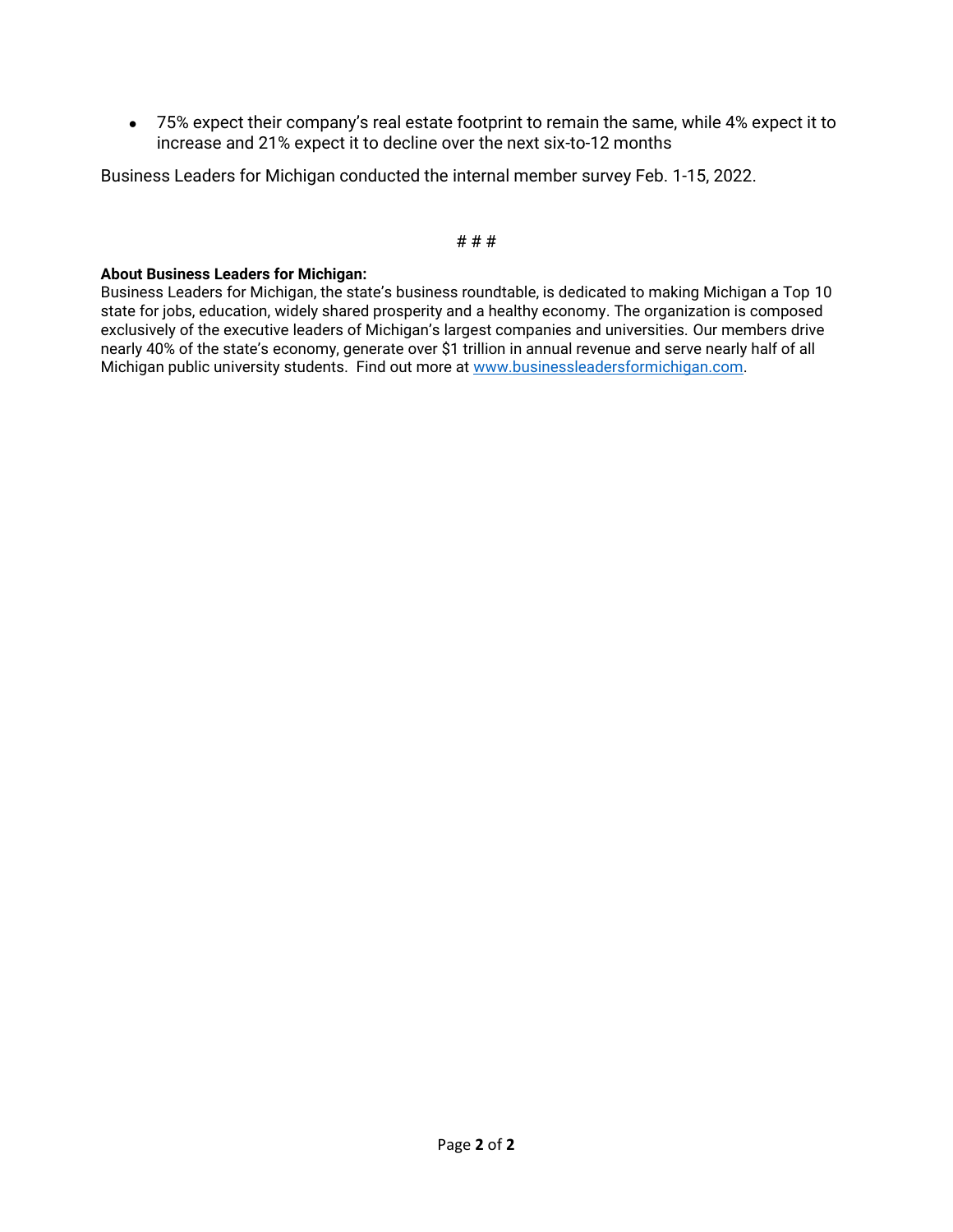- 75% expect their company's real estate footprint to remain the same, while 4% expect it to increase and 21% expect it to decline over the next six-to-12 months

Business Leaders for Michigan conducted the internal member survey Feb. 1-15, 2022.

# # #

**About Business Leaders for Michigan:**
Business Leaders for Michigan, the state's business roundtable, is dedicated to making Michigan a Top 10 state for jobs, education, widely shared prosperity and a healthy economy. The organization is composed exclusively of the executive leaders of Michigan's largest companies and universities. Our members drive nearly 40% of the state's economy, generate over $1 trillion in annual revenue and serve nearly half of all Michigan public university students. Find out more at [www.businessleadersformichigan.com](http://www.businessleadersformichigan.com).